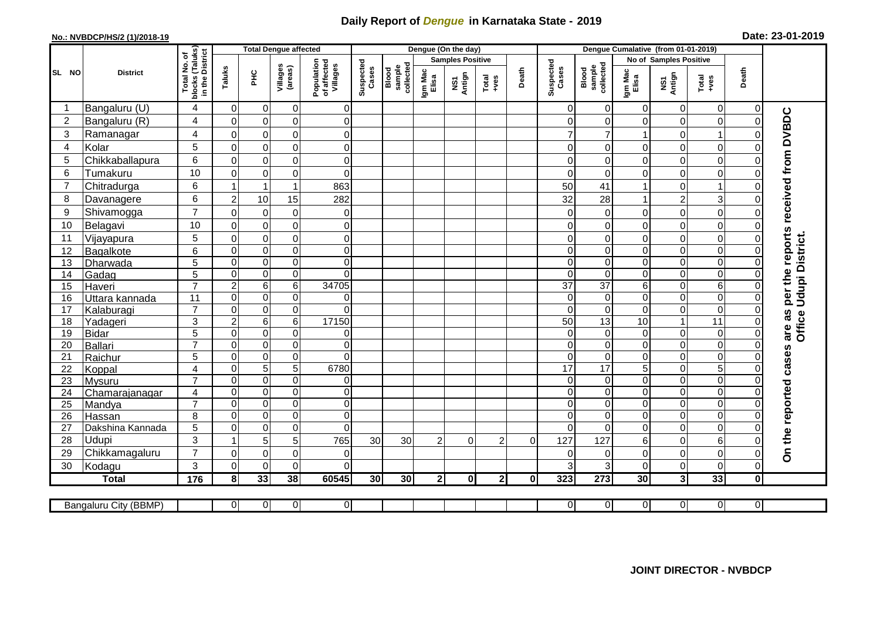# Daily Report of *Dengue* in Karnataka State - 2019

**No.: NVBDCP/HS/2 (1)/2018-19**

**Date: 23-01-2019**

| SL NO | District | Total No. of blocks (Taluks) in the District | Total Dengue affected | | | | Dengue (On the day) | | | | | | Dengue Cumalative (from 01-01-2019) | | | | | | |
|---|---|---|---|---|---|---|---|---|---|---|---|---|---|---|---|---|---|---|---|
| | | | Taluks | PHC | Villages (areas) | Population of affected Villages | Suspected Cases | Blood sample collected | Samples Positive | | | Death | Suspected Cases | Blood sample collected | No of Samples Positive | | | Death | |
| | | | | | | | | | Igm Mac Elisa | NS1 Antign | Total +ves | | | | Igm Mac Elisa | NS1 Antign | Total +ves | | |
| 1 | Bangaluru (U) | 4 | 0 | 0 | 0 | 0 | | | | | | | 0 | 0 | 0 | 0 | 0 | 0 | On the reported cases are as per the reports received from DVBDC Office Udupi District. |
| 2 | Bangaluru (R) | 4 | 0 | 0 | 0 | 0 | | | | | | | 0 | 0 | 0 | 0 | 0 | 0 | |
| 3 | Ramanagar | 4 | 0 | 0 | 0 | 0 | | | | | | | 7 | 7 | 1 | 0 | 1 | 0 | |
| 4 | Kolar | 5 | 0 | 0 | 0 | 0 | | | | | | | 0 | 0 | 0 | 0 | 0 | 0 | |
| 5 | Chikkaballapura | 6 | 0 | 0 | 0 | 0 | | | | | | | 0 | 0 | 0 | 0 | 0 | 0 | |
| 6 | Tumakuru | 10 | 0 | 0 | 0 | 0 | | | | | | | 0 | 0 | 0 | 0 | 0 | 0 | |
| 7 | Chitradurga | 6 | 1 | 1 | 1 | 863 | | | | | | | 50 | 41 | 1 | 0 | 1 | 0 | |
| 8 | Davanagere | 6 | 2 | 10 | 15 | 282 | | | | | | | 32 | 28 | 1 | 2 | 3 | 0 | |
| 9 | Shivamogga | 7 | 0 | 0 | 0 | 0 | | | | | | | 0 | 0 | 0 | 0 | 0 | 0 | |
| 10 | Belagavi | 10 | 0 | 0 | 0 | 0 | | | | | | | 0 | 0 | 0 | 0 | 0 | 0 | |
| 11 | Vijayapura | 5 | 0 | 0 | 0 | 0 | | | | | | | 0 | 0 | 0 | 0 | 0 | 0 | |
| 12 | Bagalkote | 6 | 0 | 0 | 0 | 0 | | | | | | | 0 | 0 | 0 | 0 | 0 | 0 | |
| 13 | Dharwada | 5 | 0 | 0 | 0 | 0 | | | | | | | 0 | 0 | 0 | 0 | 0 | 0 | |
| 14 | Gadag | 5 | 0 | 0 | 0 | 0 | | | | | | | 0 | 0 | 0 | 0 | 0 | 0 | |
| 15 | Haveri | 7 | 2 | 6 | 6 | 34705 | | | | | | | 37 | 37 | 6 | 0 | 6 | 0 | |
| 16 | Uttara kannada | 11 | 0 | 0 | 0 | 0 | | | | | | | 0 | 0 | 0 | 0 | 0 | 0 | |
| 17 | Kalaburagi | 7 | 0 | 0 | 0 | 0 | | | | | | | 0 | 0 | 0 | 0 | 0 | 0 | |
| 18 | Yadageri | 3 | 2 | 6 | 6 | 17150 | | | | | | | 50 | 13 | 10 | 1 | 11 | 0 | |
| 19 | Bidar | 5 | 0 | 0 | 0 | 0 | | | | | | | 0 | 0 | 0 | 0 | 0 | 0 | |
| 20 | Ballari | 7 | 0 | 0 | 0 | 0 | | | | | | | 0 | 0 | 0 | 0 | 0 | 0 | |
| 21 | Raichur | 5 | 0 | 0 | 0 | 0 | | | | | | | 0 | 0 | 0 | 0 | 0 | 0 | |
| 22 | Koppal | 4 | 0 | 5 | 5 | 6780 | | | | | | | 17 | 17 | 5 | 0 | 5 | 0 | |
| 23 | Mysuru | 7 | 0 | 0 | 0 | 0 | | | | | | | 0 | 0 | 0 | 0 | 0 | 0 | |
| 24 | Chamarajanagar | 4 | 0 | 0 | 0 | 0 | | | | | | | 0 | 0 | 0 | 0 | 0 | 0 | |
| 25 | Mandya | 7 | 0 | 0 | 0 | 0 | | | | | | | 0 | 0 | 0 | 0 | 0 | 0 | |
| 26 | Hassan | 8 | 0 | 0 | 0 | 0 | | | | | | | 0 | 0 | 0 | 0 | 0 | 0 | |
| 27 | Dakshina Kannada | 5 | 0 | 0 | 0 | 0 | | | | | | | 0 | 0 | 0 | 0 | 0 | 0 | |
| 28 | Udupi | 3 | 1 | 5 | 5 | 765 | 30 | 30 | 2 | 0 | 2 | 0 | 127 | 127 | 6 | 0 | 6 | 0 | |
| 29 | Chikkamagaluru | 7 | 0 | 0 | 0 | 0 | | | | | | | 0 | 0 | 0 | 0 | 0 | 0 | |
| 30 | Kodagu | 3 | 0 | 0 | 0 | 0 | | | | | | | 3 | 3 | 0 | 0 | 0 | 0 | |
| | **Total** | **176** | **8** | **33** | **38** | **60545** | **30** | **30** | **2** | **0** | **2** | **0** | **323** | **273** | **30** | **3** | **33** | **0** | |

| Bangaluru City (BBMP) | | 0 | 0 | 0 | 0 | | | | | | | 0 | 0 | 0 | 0 | 0 | 0 |
|---|---|---|---|---|---|---|---|---|---|---|---|---|---|---|---|---|---|

**JOINT DIRECTOR - NVBDCP**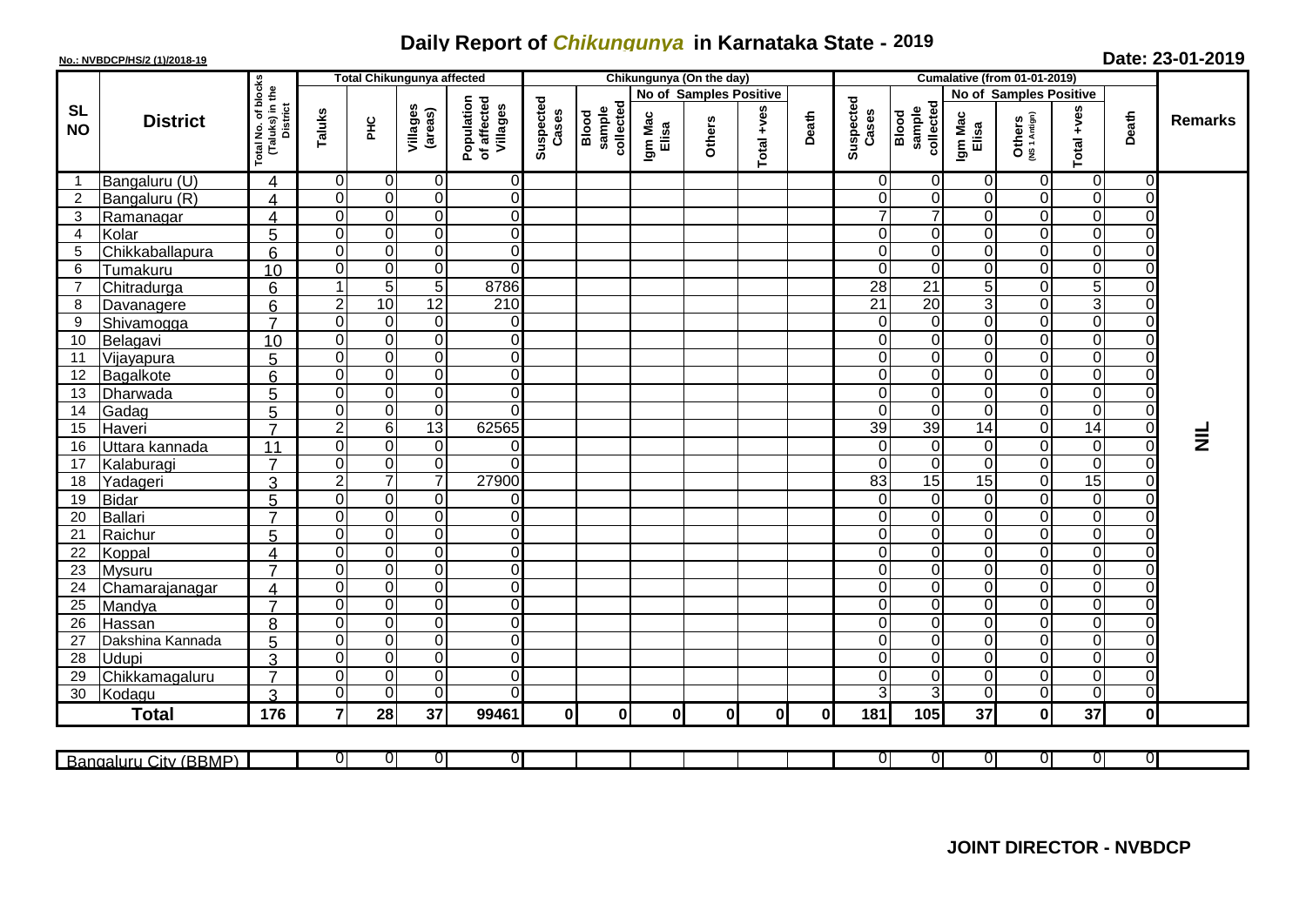# Daily Report of *Chikungunya* in Karnataka State - 2019

**No.: NVBDCP/HS/2 (1)/2018-19**

**Date: 23-01-2019**

| SL NO | District | Total No. of blocks (Taluks) in the District | Total Chikungunya affected | | | | Chikungunya (On the day) | | | | | | | Cumalative (from 01-01-2019) | | | | | | | Remarks |
|---|---|---|---|---|---|---|---|---|---|---|---|---|---|---|---|---|---|---|---|---|---|
| | | | | | | | | | No of Samples Positive | | | | | | | No of Samples Positive | | | | | |
| | | | Taluks | PHC | Villages (areas) | Population of affected Villages | Suspected Cases | Blood sample collected | Igm Mac Elisa | Others | Total +ves | Death | Suspected Cases | Blood sample collected | Igm Mac Elisa | Others (NS 1 Antign) | Total +ves | Death | |
| 1 | Bangaluru (U) | 4 | 0 | 0 | 0 | 0 | | | | | | | 0 | 0 | 0 | 0 | 0 | 0 | NIL |
| 2 | Bangaluru (R) | 4 | 0 | 0 | 0 | 0 | | | | | | | 0 | 0 | 0 | 0 | 0 | 0 | |
| 3 | Ramanagar | 4 | 0 | 0 | 0 | 0 | | | | | | | 7 | 7 | 0 | 0 | 0 | 0 | |
| 4 | Kolar | 5 | 0 | 0 | 0 | 0 | | | | | | | 0 | 0 | 0 | 0 | 0 | 0 | |
| 5 | Chikkaballapura | 6 | 0 | 0 | 0 | 0 | | | | | | | 0 | 0 | 0 | 0 | 0 | 0 | |
| 6 | Tumakuru | 10 | 0 | 0 | 0 | 0 | | | | | | | 0 | 0 | 0 | 0 | 0 | 0 | |
| 7 | Chitradurga | 6 | 1 | 5 | 5 | 8786 | | | | | | | 28 | 21 | 5 | 0 | 5 | 0 | |
| 8 | Davanagere | 6 | 2 | 10 | 12 | 210 | | | | | | | 21 | 20 | 3 | 0 | 3 | 0 | |
| 9 | Shivamogga | 7 | 0 | 0 | 0 | 0 | | | | | | | 0 | 0 | 0 | 0 | 0 | 0 | |
| 10 | Belagavi | 10 | 0 | 0 | 0 | 0 | | | | | | | 0 | 0 | 0 | 0 | 0 | 0 | |
| 11 | Vijayapura | 5 | 0 | 0 | 0 | 0 | | | | | | | 0 | 0 | 0 | 0 | 0 | 0 | |
| 12 | Bagalkote | 6 | 0 | 0 | 0 | 0 | | | | | | | 0 | 0 | 0 | 0 | 0 | 0 | |
| 13 | Dharwada | 5 | 0 | 0 | 0 | 0 | | | | | | | 0 | 0 | 0 | 0 | 0 | 0 | |
| 14 | Gadag | 5 | 0 | 0 | 0 | 0 | | | | | | | 0 | 0 | 0 | 0 | 0 | 0 | |
| 15 | Haveri | 7 | 2 | 6 | 13 | 62565 | | | | | | | 39 | 39 | 14 | 0 | 14 | 0 | |
| 16 | Uttara kannada | 11 | 0 | 0 | 0 | 0 | | | | | | | 0 | 0 | 0 | 0 | 0 | 0 | |
| 17 | Kalaburagi | 7 | 0 | 0 | 0 | 0 | | | | | | | 0 | 0 | 0 | 0 | 0 | 0 | |
| 18 | Yadageri | 3 | 2 | 7 | 7 | 27900 | | | | | | | 83 | 15 | 15 | 0 | 15 | 0 | |
| 19 | Bidar | 5 | 0 | 0 | 0 | 0 | | | | | | | 0 | 0 | 0 | 0 | 0 | 0 | |
| 20 | Ballari | 7 | 0 | 0 | 0 | 0 | | | | | | | 0 | 0 | 0 | 0 | 0 | 0 | |
| 21 | Raichur | 5 | 0 | 0 | 0 | 0 | | | | | | | 0 | 0 | 0 | 0 | 0 | 0 | |
| 22 | Koppal | 4 | 0 | 0 | 0 | 0 | | | | | | | 0 | 0 | 0 | 0 | 0 | 0 | |
| 23 | Mysuru | 7 | 0 | 0 | 0 | 0 | | | | | | | 0 | 0 | 0 | 0 | 0 | 0 | |
| 24 | Chamarajanagar | 4 | 0 | 0 | 0 | 0 | | | | | | | 0 | 0 | 0 | 0 | 0 | 0 | |
| 25 | Mandya | 7 | 0 | 0 | 0 | 0 | | | | | | | 0 | 0 | 0 | 0 | 0 | 0 | |
| 26 | Hassan | 8 | 0 | 0 | 0 | 0 | | | | | | | 0 | 0 | 0 | 0 | 0 | 0 | |
| 27 | Dakshina Kannada | 5 | 0 | 0 | 0 | 0 | | | | | | | 0 | 0 | 0 | 0 | 0 | 0 | |
| 28 | Udupi | 3 | 0 | 0 | 0 | 0 | | | | | | | 0 | 0 | 0 | 0 | 0 | 0 | |
| 29 | Chikkamagaluru | 7 | 0 | 0 | 0 | 0 | | | | | | | 0 | 0 | 0 | 0 | 0 | 0 | |
| 30 | Kodagu | 3 | 0 | 0 | 0 | 0 | | | | | | | 3 | 3 | 0 | 0 | 0 | 0 | |
| | **Total** | **176** | **7** | **28** | **37** | **99461** | **0** | **0** | **0** | **0** | **0** | **0** | **181** | **105** | **37** | **0** | **37** | **0** | |

| | | | | | | | | | | | | | | | | | | | |
|---|---|---|---|---|---|---|---|---|---|---|---|---|---|---|---|---|---|---|---|
| Bangaluru City (BBMP) | | 0 | 0 | 0 | 0 | | | | | | | 0 | 0 | 0 | 0 | 0 | 0 | |

**JOINT DIRECTOR - NVBDCP**